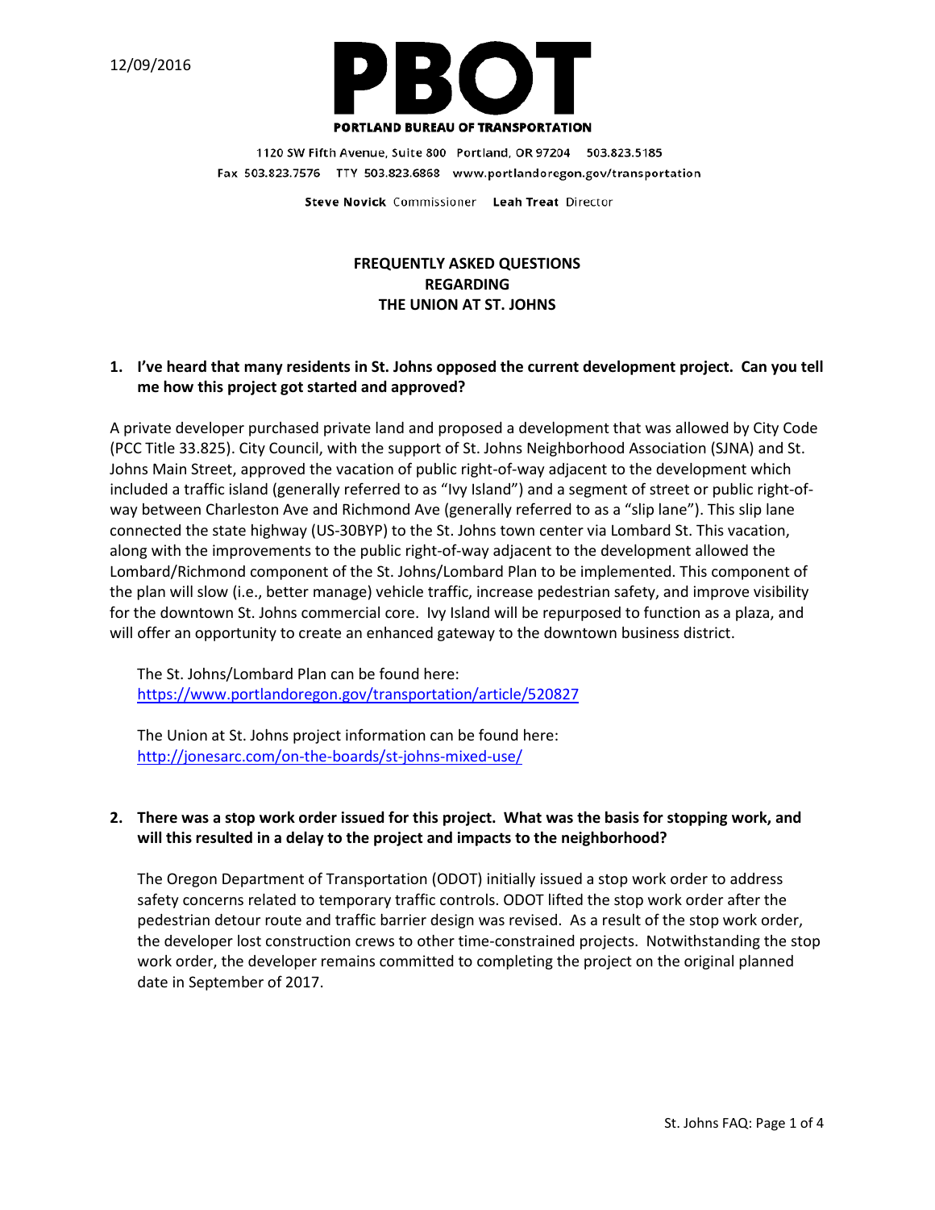12/09/2016

# PBOT

**PORTLAND BUREAU OF TRANSPORTATION**

1120 SW Fifth Avenue, Suite 800 Portland, OR 97204 503.823.5185
Fax 503.823.7576 TTY 503.823.6868 www.portlandoregon.gov/transportation

**Steve Novick** Commissioner **Leah Treat** Director

## FREQUENTLY ASKED QUESTIONS REGARDING THE UNION AT ST. JOHNS

**1. I've heard that many residents in St. Johns opposed the current development project. Can you tell me how this project got started and approved?**

A private developer purchased private land and proposed a development that was allowed by City Code (PCC Title 33.825). City Council, with the support of St. Johns Neighborhood Association (SJNA) and St. Johns Main Street, approved the vacation of public right-of-way adjacent to the development which included a traffic island (generally referred to as "Ivy Island") and a segment of street or public right-of-way between Charleston Ave and Richmond Ave (generally referred to as a "slip lane"). This slip lane connected the state highway (US-30BYP) to the St. Johns town center via Lombard St. This vacation, along with the improvements to the public right-of-way adjacent to the development allowed the Lombard/Richmond component of the St. Johns/Lombard Plan to be implemented. This component of the plan will slow (i.e., better manage) vehicle traffic, increase pedestrian safety, and improve visibility for the downtown St. Johns commercial core. Ivy Island will be repurposed to function as a plaza, and will offer an opportunity to create an enhanced gateway to the downtown business district.

The St. Johns/Lombard Plan can be found here:
https://www.portlandoregon.gov/transportation/article/520827

The Union at St. Johns project information can be found here:
http://jonesarc.com/on-the-boards/st-johns-mixed-use/

**2. There was a stop work order issued for this project. What was the basis for stopping work, and will this resulted in a delay to the project and impacts to the neighborhood?**

The Oregon Department of Transportation (ODOT) initially issued a stop work order to address safety concerns related to temporary traffic controls. ODOT lifted the stop work order after the pedestrian detour route and traffic barrier design was revised. As a result of the stop work order, the developer lost construction crews to other time-constrained projects. Notwithstanding the stop work order, the developer remains committed to completing the project on the original planned date in September of 2017.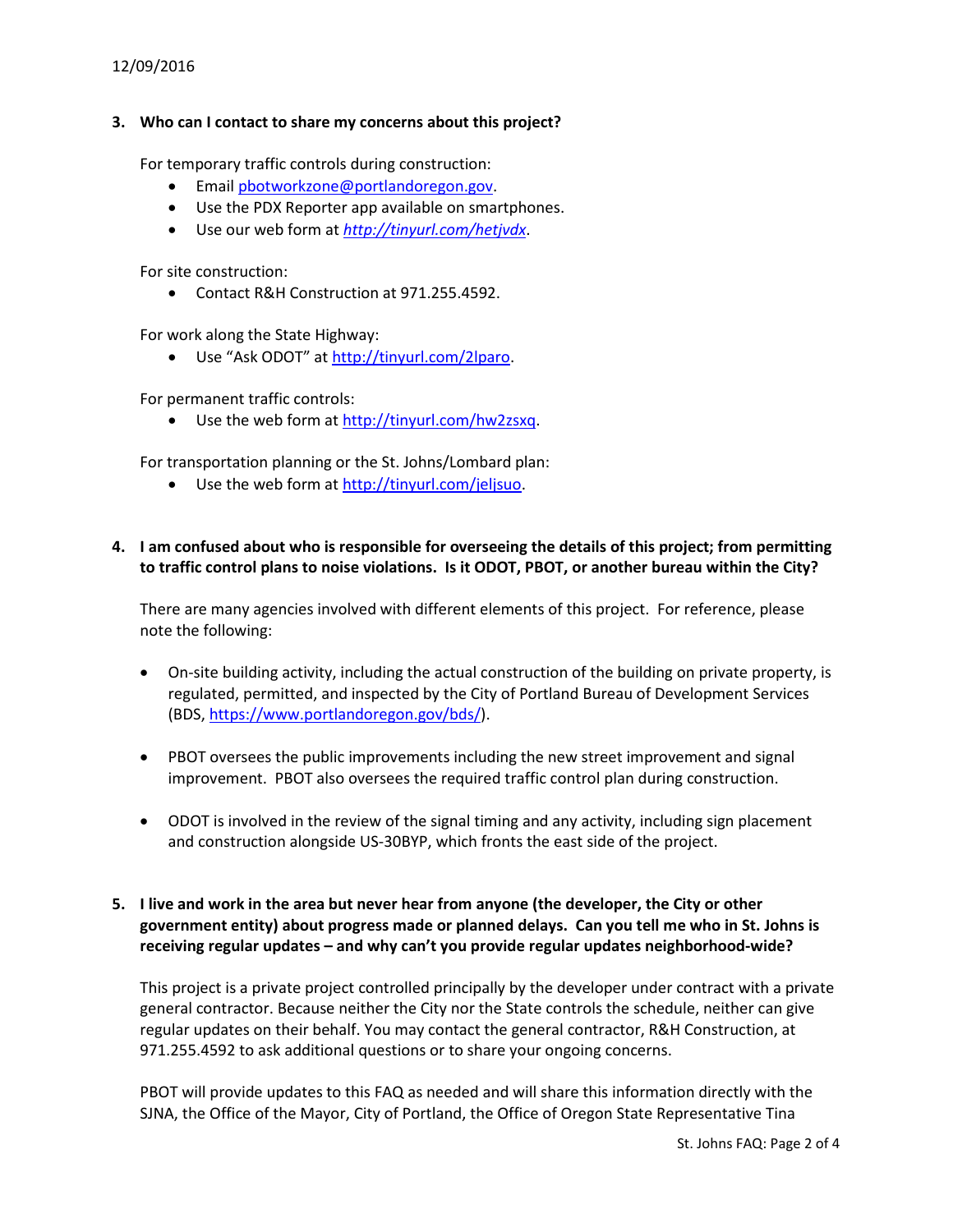12/09/2016

**3. Who can I contact to share my concerns about this project?**

For temporary traffic controls during construction:

- Email pbotworkzone@portlandoregon.gov.
- Use the PDX Reporter app available on smartphones.
- Use our web form at *http://tinyurl.com/hetjvdx*.

For site construction:

- Contact R&H Construction at 971.255.4592.

For work along the State Highway:

- Use "Ask ODOT" at http://tinyurl.com/2lparo.

For permanent traffic controls:

- Use the web form at http://tinyurl.com/hw2zsxq.

For transportation planning or the St. Johns/Lombard plan:

- Use the web form at http://tinyurl.com/jeljsuo.

**4. I am confused about who is responsible for overseeing the details of this project; from permitting to traffic control plans to noise violations. Is it ODOT, PBOT, or another bureau within the City?**

There are many agencies involved with different elements of this project. For reference, please note the following:

- On-site building activity, including the actual construction of the building on private property, is regulated, permitted, and inspected by the City of Portland Bureau of Development Services (BDS, https://www.portlandoregon.gov/bds/).
- PBOT oversees the public improvements including the new street improvement and signal improvement. PBOT also oversees the required traffic control plan during construction.
- ODOT is involved in the review of the signal timing and any activity, including sign placement and construction alongside US-30BYP, which fronts the east side of the project.

**5. I live and work in the area but never hear from anyone (the developer, the City or other government entity) about progress made or planned delays. Can you tell me who in St. Johns is receiving regular updates – and why can't you provide regular updates neighborhood-wide?**

This project is a private project controlled principally by the developer under contract with a private general contractor. Because neither the City nor the State controls the schedule, neither can give regular updates on their behalf. You may contact the general contractor, R&H Construction, at 971.255.4592 to ask additional questions or to share your ongoing concerns.

PBOT will provide updates to this FAQ as needed and will share this information directly with the SJNA, the Office of the Mayor, City of Portland, the Office of Oregon State Representative Tina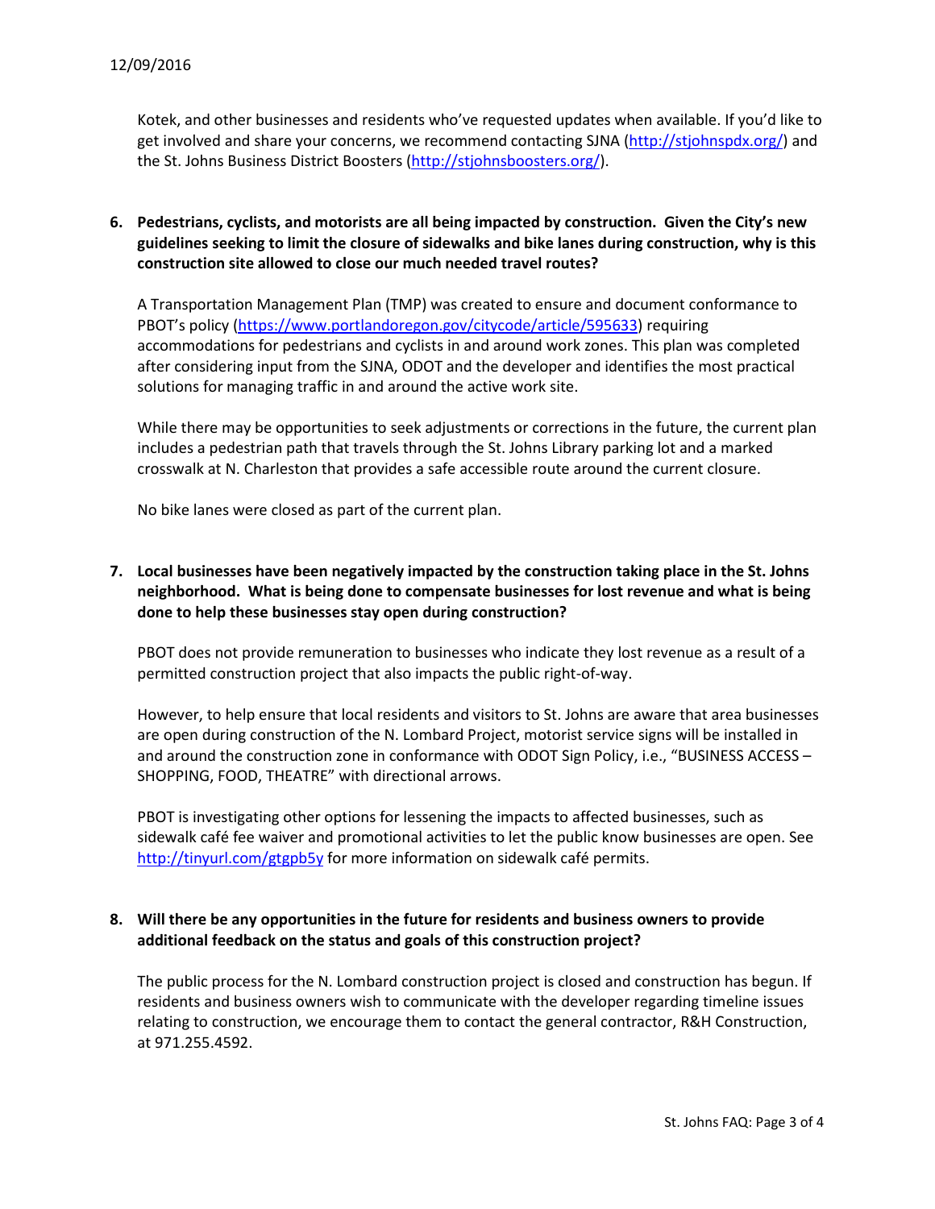Kotek, and other businesses and residents who've requested updates when available. If you'd like to get involved and share your concerns, we recommend contacting SJNA (http://stjohnspdx.org/) and the St. Johns Business District Boosters (http://stjohnsboosters.org/).

6. **Pedestrians, cyclists, and motorists are all being impacted by construction. Given the City's new guidelines seeking to limit the closure of sidewalks and bike lanes during construction, why is this construction site allowed to close our much needed travel routes?**

   A Transportation Management Plan (TMP) was created to ensure and document conformance to PBOT's policy (https://www.portlandoregon.gov/citycode/article/595633) requiring accommodations for pedestrians and cyclists in and around work zones. This plan was completed after considering input from the SJNA, ODOT and the developer and identifies the most practical solutions for managing traffic in and around the active work site.

   While there may be opportunities to seek adjustments or corrections in the future, the current plan includes a pedestrian path that travels through the St. Johns Library parking lot and a marked crosswalk at N. Charleston that provides a safe accessible route around the current closure.

   No bike lanes were closed as part of the current plan.

7. **Local businesses have been negatively impacted by the construction taking place in the St. Johns neighborhood. What is being done to compensate businesses for lost revenue and what is being done to help these businesses stay open during construction?**

   PBOT does not provide remuneration to businesses who indicate they lost revenue as a result of a permitted construction project that also impacts the public right-of-way.

   However, to help ensure that local residents and visitors to St. Johns are aware that area businesses are open during construction of the N. Lombard Project, motorist service signs will be installed in and around the construction zone in conformance with ODOT Sign Policy, i.e., "BUSINESS ACCESS – SHOPPING, FOOD, THEATRE" with directional arrows.

   PBOT is investigating other options for lessening the impacts to affected businesses, such as sidewalk café fee waiver and promotional activities to let the public know businesses are open. See http://tinyurl.com/gtgpb5y for more information on sidewalk café permits.

8. **Will there be any opportunities in the future for residents and business owners to provide additional feedback on the status and goals of this construction project?**

   The public process for the N. Lombard construction project is closed and construction has begun. If residents and business owners wish to communicate with the developer regarding timeline issues relating to construction, we encourage them to contact the general contractor, R&H Construction, at 971.255.4592.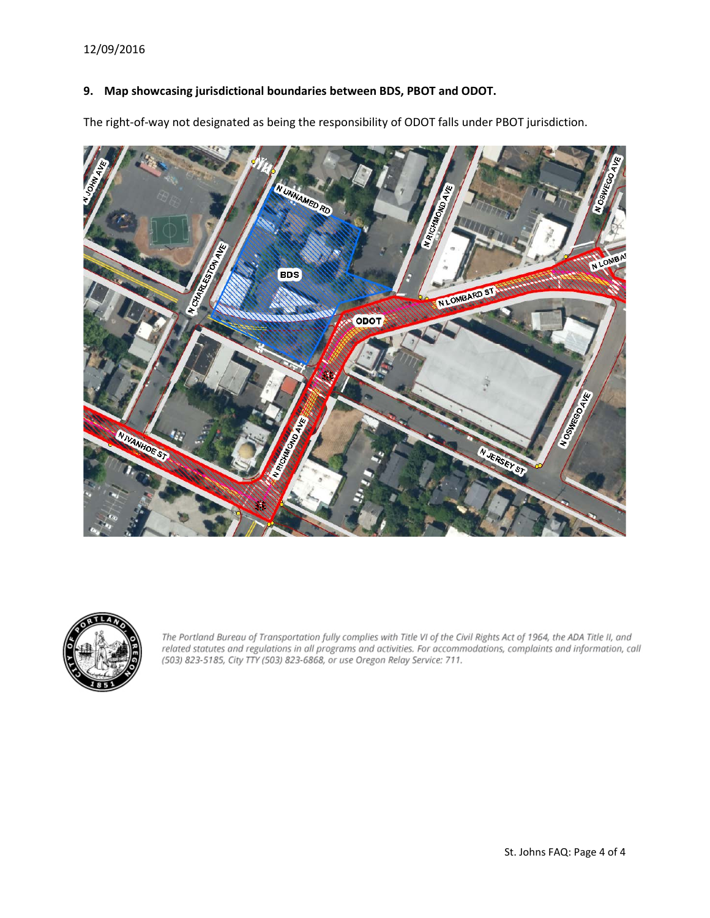12/09/2016

**9. Map showcasing jurisdictional boundaries between BDS, PBOT and ODOT.**

The right-of-way not designated as being the responsibility of ODOT falls under PBOT jurisdiction.

N JOHN AVE

N UNNAMED RD

N CHARLESTON AVE

BDS

N RICHMOND AVE

N OSWEGO AVE

N LOMBARD ST

ODOT

N IVANHOE ST

N RICHMOND AVE

N JERSEY ST

N OSWEGO AVE

*The Portland Bureau of Transportation fully complies with Title VI of the Civil Rights Act of 1964, the ADA Title II, and related statutes and regulations in all programs and activities. For accommodations, complaints and information, call (503) 823-5185, City TTY (503) 823-6868, or use Oregon Relay Service: 711.*